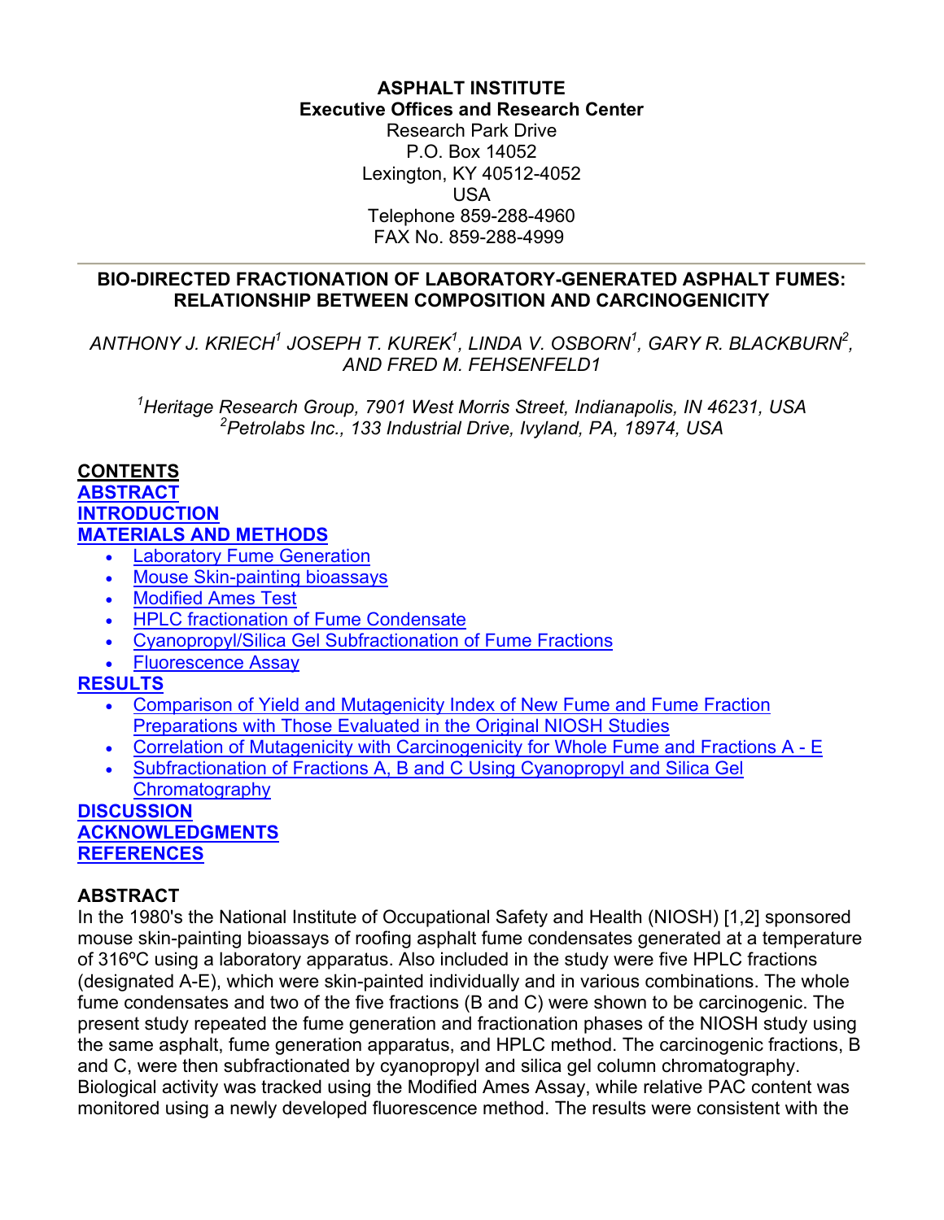**ASPHALT INSTITUTE**
**Executive Offices and Research Center**
Research Park Drive
P.O. Box 14052
Lexington, KY 40512-4052
USA
Telephone 859-288-4960
FAX No. 859-288-4999

---

# BIO-DIRECTED FRACTIONATION OF LABORATORY-GENERATED ASPHALT FUMES: RELATIONSHIP BETWEEN COMPOSITION AND CARCINOGENICITY

*ANTHONY J. KRIECH[1] JOSEPH T. KUREK[1], LINDA V. OSBORN[1], GARY R. BLACKBURN[2], AND FRED M. FEHSENFELD1*

*[1]Heritage Research Group, 7901 West Morris Street, Indianapolis, IN 46231, USA*
*[2]Petrolabs Inc., 133 Industrial Drive, Ivyland, PA, 18974, USA*

**CONTENTS**
**ABSTRACT**
**INTRODUCTION**
**MATERIALS AND METHODS**

- Laboratory Fume Generation
- Mouse Skin-painting bioassays
- Modified Ames Test
- HPLC fractionation of Fume Condensate
- Cyanopropyl/Silica Gel Subfractionation of Fume Fractions
- Fluorescence Assay

**RESULTS**

- Comparison of Yield and Mutagenicity Index of New Fume and Fume Fraction Preparations with Those Evaluated in the Original NIOSH Studies
- Correlation of Mutagenicity with Carcinogenicity for Whole Fume and Fractions A - E
- Subfractionation of Fractions A, B and C Using Cyanopropyl and Silica Gel Chromatography

**DISCUSSION**
**ACKNOWLEDGMENTS**
**REFERENCES**

## ABSTRACT

In the 1980's the National Institute of Occupational Safety and Health (NIOSH) [1,2] sponsored mouse skin-painting bioassays of roofing asphalt fume condensates generated at a temperature of 316ºC using a laboratory apparatus. Also included in the study were five HPLC fractions (designated A-E), which were skin-painted individually and in various combinations. The whole fume condensates and two of the five fractions (B and C) were shown to be carcinogenic. The present study repeated the fume generation and fractionation phases of the NIOSH study using the same asphalt, fume generation apparatus, and HPLC method. The carcinogenic fractions, B and C, were then subfractionated by cyanopropyl and silica gel column chromatography. Biological activity was tracked using the Modified Ames Assay, while relative PAC content was monitored using a newly developed fluorescence method. The results were consistent with the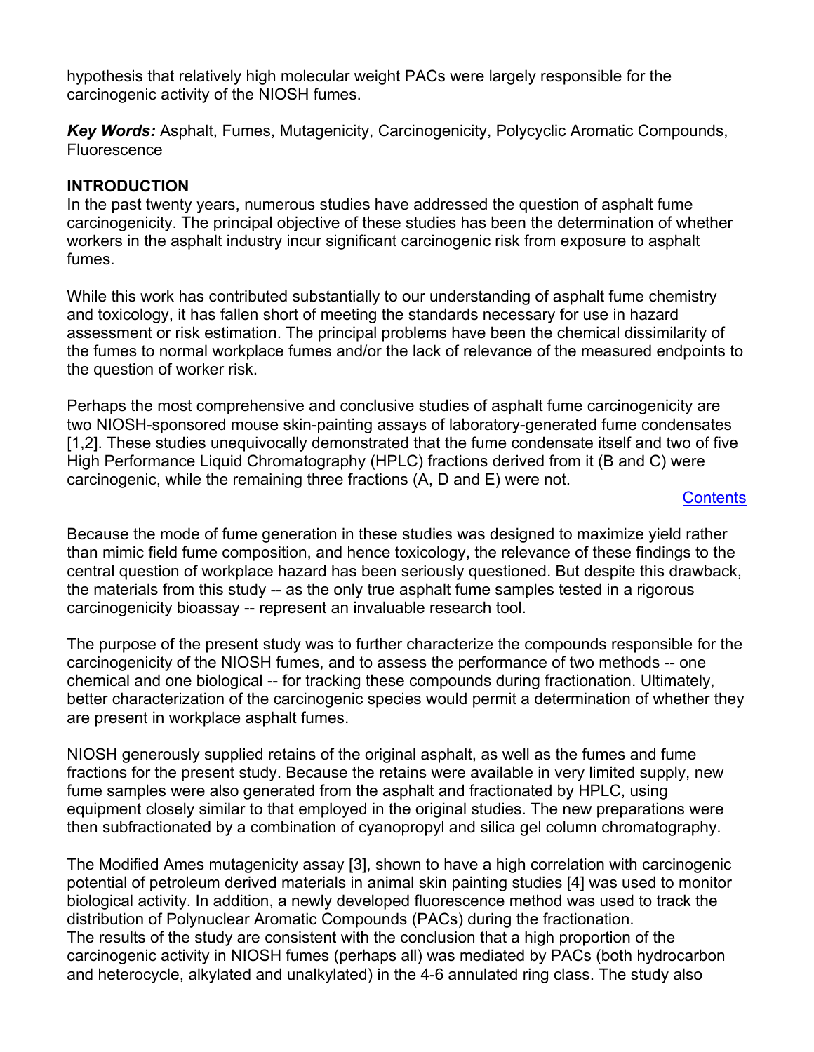hypothesis that relatively high molecular weight PACs were largely responsible for the carcinogenic activity of the NIOSH fumes.

***Key Words:*** Asphalt, Fumes, Mutagenicity, Carcinogenicity, Polycyclic Aromatic Compounds, Fluorescence

## INTRODUCTION

In the past twenty years, numerous studies have addressed the question of asphalt fume carcinogenicity. The principal objective of these studies has been the determination of whether workers in the asphalt industry incur significant carcinogenic risk from exposure to asphalt fumes.

While this work has contributed substantially to our understanding of asphalt fume chemistry and toxicology, it has fallen short of meeting the standards necessary for use in hazard assessment or risk estimation. The principal problems have been the chemical dissimilarity of the fumes to normal workplace fumes and/or the lack of relevance of the measured endpoints to the question of worker risk.

Perhaps the most comprehensive and conclusive studies of asphalt fume carcinogenicity are two NIOSH-sponsored mouse skin-painting assays of laboratory-generated fume condensates [1,2]. These studies unequivocally demonstrated that the fume condensate itself and two of five High Performance Liquid Chromatography (HPLC) fractions derived from it (B and C) were carcinogenic, while the remaining three fractions (A, D and E) were not.

Contents

Because the mode of fume generation in these studies was designed to maximize yield rather than mimic field fume composition, and hence toxicology, the relevance of these findings to the central question of workplace hazard has been seriously questioned. But despite this drawback, the materials from this study -- as the only true asphalt fume samples tested in a rigorous carcinogenicity bioassay -- represent an invaluable research tool.

The purpose of the present study was to further characterize the compounds responsible for the carcinogenicity of the NIOSH fumes, and to assess the performance of two methods -- one chemical and one biological -- for tracking these compounds during fractionation. Ultimately, better characterization of the carcinogenic species would permit a determination of whether they are present in workplace asphalt fumes.

NIOSH generously supplied retains of the original asphalt, as well as the fumes and fume fractions for the present study. Because the retains were available in very limited supply, new fume samples were also generated from the asphalt and fractionated by HPLC, using equipment closely similar to that employed in the original studies. The new preparations were then subfractionated by a combination of cyanopropyl and silica gel column chromatography.

The Modified Ames mutagenicity assay [3], shown to have a high correlation with carcinogenic potential of petroleum derived materials in animal skin painting studies [4] was used to monitor biological activity. In addition, a newly developed fluorescence method was used to track the distribution of Polynuclear Aromatic Compounds (PACs) during the fractionation.
The results of the study are consistent with the conclusion that a high proportion of the carcinogenic activity in NIOSH fumes (perhaps all) was mediated by PACs (both hydrocarbon and heterocycle, alkylated and unalkylated) in the 4-6 annulated ring class. The study also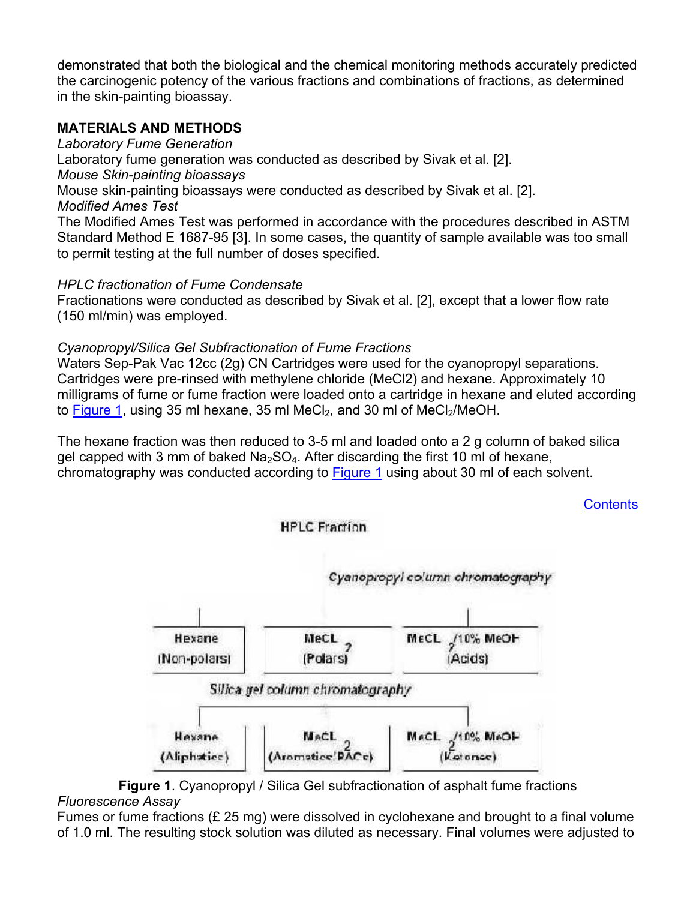demonstrated that both the biological and the chemical monitoring methods accurately predicted the carcinogenic potency of the various fractions and combinations of fractions, as determined in the skin-painting bioassay.

## MATERIALS AND METHODS

*Laboratory Fume Generation*

Laboratory fume generation was conducted as described by Sivak et al. [2].

*Mouse Skin-painting bioassays*

Mouse skin-painting bioassays were conducted as described by Sivak et al. [2].

*Modified Ames Test*

The Modified Ames Test was performed in accordance with the procedures described in ASTM Standard Method E 1687-95 [3]. In some cases, the quantity of sample available was too small to permit testing at the full number of doses specified.

*HPLC fractionation of Fume Condensate*

Fractionations were conducted as described by Sivak et al. [2], except that a lower flow rate (150 ml/min) was employed.

*Cyanopropyl/Silica Gel Subfractionation of Fume Fractions*

Waters Sep-Pak Vac 12cc (2g) CN Cartridges were used for the cyanopropyl separations. Cartridges were pre-rinsed with methylene chloride (MeCl2) and hexane. Approximately 10 milligrams of fume or fume fraction were loaded onto a cartridge in hexane and eluted according to Figure 1, using 35 ml hexane, 35 ml $MeCl_2$, and 30 ml of $MeCl_2$/MeOH.

The hexane fraction was then reduced to 3-5 ml and loaded onto a 2 g column of baked silica gel capped with 3 mm of baked $Na_2SO_4$. After discarding the first 10 ml of hexane, chromatography was conducted according to Figure 1 using about 30 ml of each solvent.

Contents

HPLC Fraction

Cyanopropyl column chromatography

| Hexane (Non-polars) | $MeCl_2$ (Polars) | $MeCl_2$/10% MeOH (Acids) |
|---|---|---|

Silica gel column chromatography

| Hexane (Aliphatics) | $MeCl_2$ (Aromatics/PACs) | $MeCl_2$/10% MeOH (Ketones) |
|---|---|---|

**Figure 1**. Cyanopropyl / Silica Gel subfractionation of asphalt fume fractions

*Fluorescence Assay*

Fumes or fume fractions (£ 25 mg) were dissolved in cyclohexane and brought to a final volume of 1.0 ml. The resulting stock solution was diluted as necessary. Final volumes were adjusted to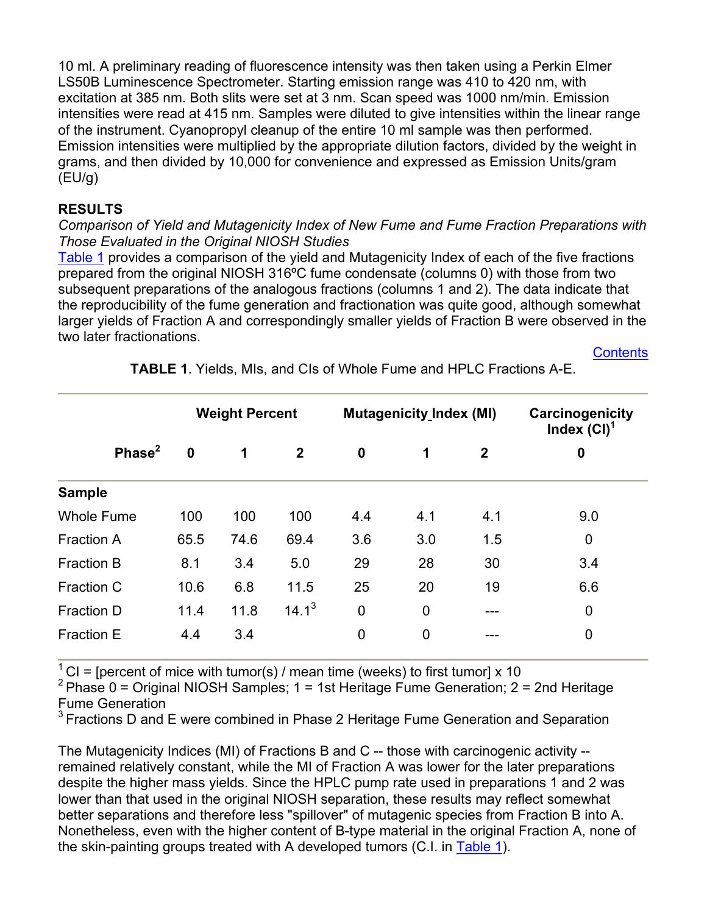10 ml. A preliminary reading of fluorescence intensity was then taken using a Perkin Elmer LS50B Luminescence Spectrometer. Starting emission range was 410 to 420 nm, with excitation at 385 nm. Both slits were set at 3 nm. Scan speed was 1000 nm/min. Emission intensities were read at 415 nm. Samples were diluted to give intensities within the linear range of the instrument. Cyanopropyl cleanup of the entire 10 ml sample was then performed. Emission intensities were multiplied by the appropriate dilution factors, divided by the weight in grams, and then divided by 10,000 for convenience and expressed as Emission Units/gram (EU/g)

## RESULTS

*Comparison of Yield and Mutagenicity Index of New Fume and Fume Fraction Preparations with Those Evaluated in the Original NIOSH Studies*

Table 1 provides a comparison of the yield and Mutagenicity Index of each of the five fractions prepared from the original NIOSH 316ºC fume condensate (columns 0) with those from two subsequent preparations of the analogous fractions (columns 1 and 2). The data indicate that the reproducibility of the fume generation and fractionation was quite good, although somewhat larger yields of Fraction A and correspondingly smaller yields of Fraction B were observed in the two later fractionations.

Contents

**TABLE 1**. Yields, MIs, and CIs of Whole Fume and HPLC Fractions A-E.

| | Weight Percent | | | Mutagenicity Index (MI) | | | Carcinogenicity Index (CI)[1] |
|---|---|---|---|---|---|---|---|
| **Phase[2]** | **0** | **1** | **2** | **0** | **1** | **2** | **0** |
| **Sample** | | | | | | | |
| Whole Fume | 100 | 100 | 100 | 4.4 | 4.1 | 4.1 | 9.0 |
| Fraction A | 65.5 | 74.6 | 69.4 | 3.6 | 3.0 | 1.5 | 0 |
| Fraction B | 8.1 | 3.4 | 5.0 | 29 | 28 | 30 | 3.4 |
| Fraction C | 10.6 | 6.8 | 11.5 | 25 | 20 | 19 | 6.6 |
| Fraction D | 11.4 | 11.8 | 14.1[3] | 0 | 0 | --- | 0 |
| Fraction E | 4.4 | 3.4 | | 0 | 0 | --- | 0 |

[1] CI = [percent of mice with tumor(s) / mean time (weeks) to first tumor] x 10
[2] Phase 0 = Original NIOSH Samples; 1 = 1st Heritage Fume Generation; 2 = 2nd Heritage Fume Generation
[3] Fractions D and E were combined in Phase 2 Heritage Fume Generation and Separation

The Mutagenicity Indices (MI) of Fractions B and C -- those with carcinogenic activity -- remained relatively constant, while the MI of Fraction A was lower for the later preparations despite the higher mass yields. Since the HPLC pump rate used in preparations 1 and 2 was lower than that used in the original NIOSH separation, these results may reflect somewhat better separations and therefore less "spillover" of mutagenic species from Fraction B into A. Nonetheless, even with the higher content of B-type material in the original Fraction A, none of the skin-painting groups treated with A developed tumors (C.I. in Table 1).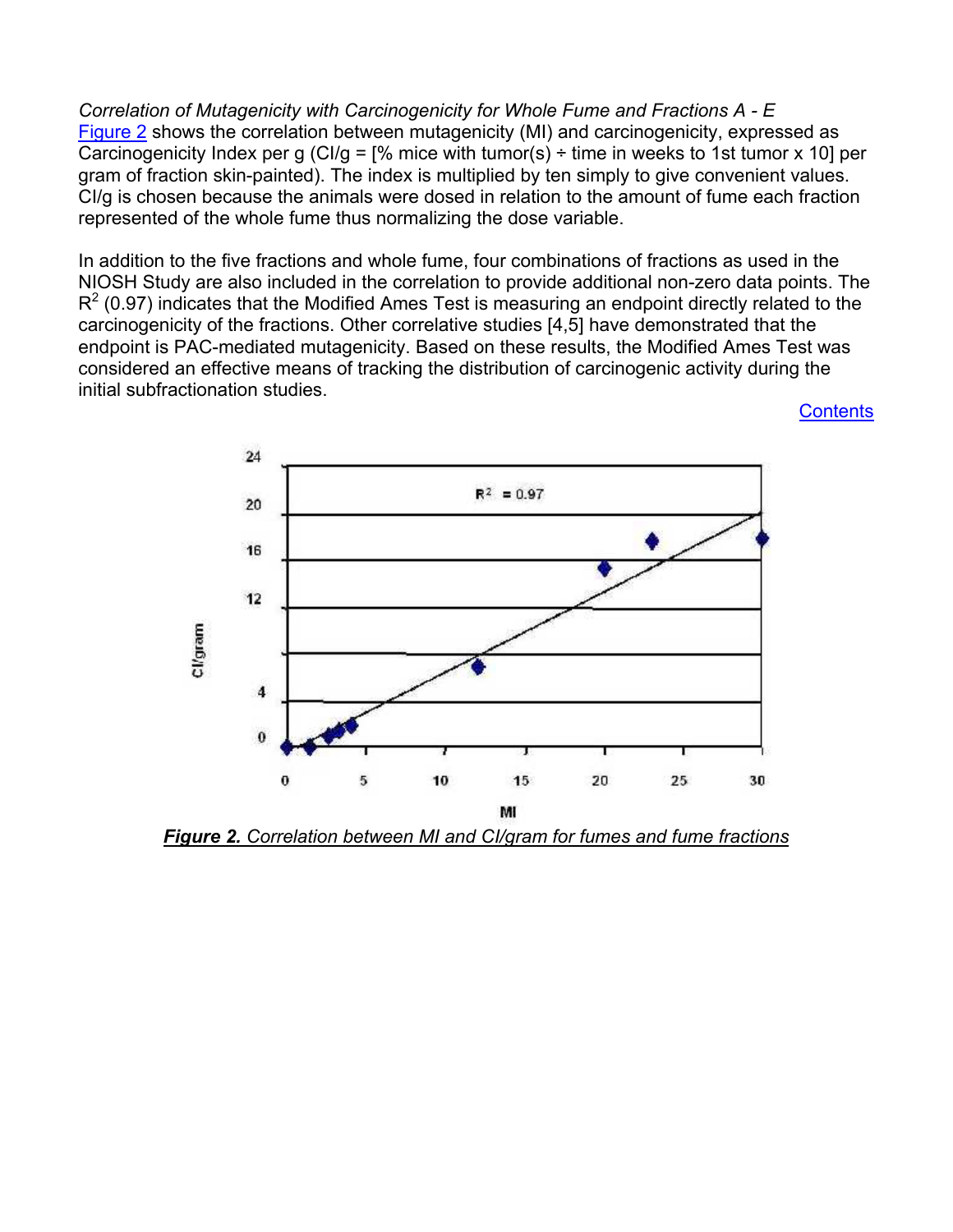*Correlation of Mutagenicity with Carcinogenicity for Whole Fume and Fractions A - E*

Figure 2 shows the correlation between mutagenicity (MI) and carcinogenicity, expressed as Carcinogenicity Index per g (CI/g = [% mice with tumor(s) ÷ time in weeks to 1st tumor x 10] per gram of fraction skin-painted). The index is multiplied by ten simply to give convenient values. CI/g is chosen because the animals were dosed in relation to the amount of fume each fraction represented of the whole fume thus normalizing the dose variable.

In addition to the five fractions and whole fume, four combinations of fractions as used in the NIOSH Study are also included in the correlation to provide additional non-zero data points. The $R^2$ (0.97) indicates that the Modified Ames Test is measuring an endpoint directly related to the carcinogenicity of the fractions. Other correlative studies [4,5] have demonstrated that the endpoint is PAC-mediated mutagenicity. Based on these results, the Modified Ames Test was considered an effective means of tracking the distribution of carcinogenic activity during the initial subfractionation studies.

Contents

***Figure 2.** Correlation between MI and CI/gram for fumes and fume fractions*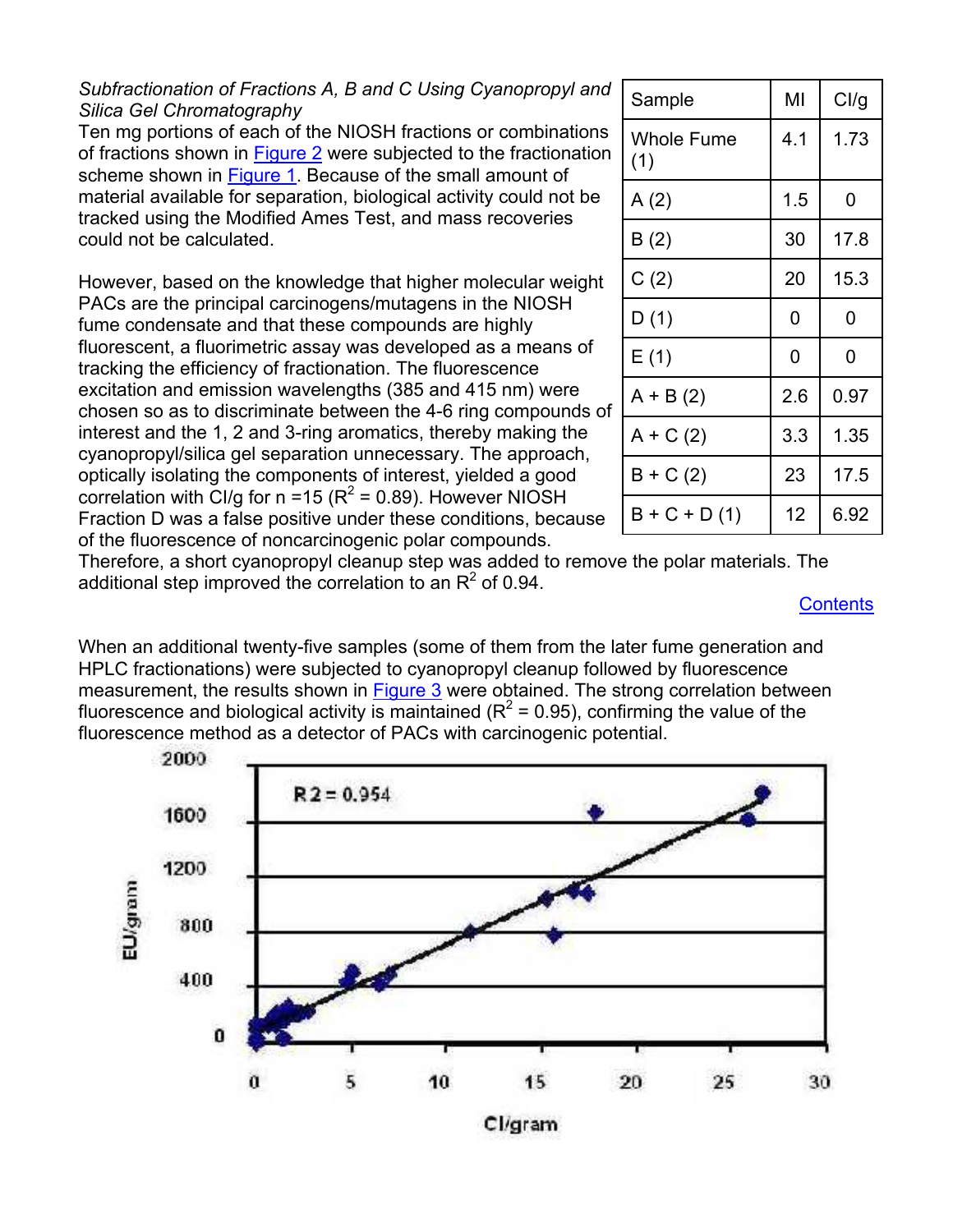*Subfractionation of Fractions A, B and C Using Cyanopropyl and Silica Gel Chromatography*

Ten mg portions of each of the NIOSH fractions or combinations of fractions shown in Figure 2 were subjected to the fractionation scheme shown in Figure 1. Because of the small amount of material available for separation, biological activity could not be tracked using the Modified Ames Test, and mass recoveries could not be calculated.

However, based on the knowledge that higher molecular weight PACs are the principal carcinogens/mutagens in the NIOSH fume condensate and that these compounds are highly fluorescent, a fluorimetric assay was developed as a means of tracking the efficiency of fractionation. The fluorescence excitation and emission wavelengths (385 and 415 nm) were chosen so as to discriminate between the 4-6 ring compounds of interest and the 1, 2 and 3-ring aromatics, thereby making the cyanopropyl/silica gel separation unnecessary. The approach, optically isolating the components of interest, yielded a good correlation with CI/g for n =15 ($R^2$ = 0.89). However NIOSH Fraction D was a false positive under these conditions, because of the fluorescence of noncarcinogenic polar compounds. Therefore, a short cyanopropyl cleanup step was added to remove the polar materials. The additional step improved the correlation to an $R^2$ of 0.94.

| Sample | MI | CI/g |
|---|---|---|
| Whole Fume (1) | 4.1 | 1.73 |
| A (2) | 1.5 | 0 |
| B (2) | 30 | 17.8 |
| C (2) | 20 | 15.3 |
| D (1) | 0 | 0 |
| E (1) | 0 | 0 |
| A + B (2) | 2.6 | 0.97 |
| A + C (2) | 3.3 | 1.35 |
| B + C (2) | 23 | 17.5 |
| B + C + D (1) | 12 | 6.92 |

Contents

When an additional twenty-five samples (some of them from the later fume generation and HPLC fractionations) were subjected to cyanopropyl cleanup followed by fluorescence measurement, the results shown in Figure 3 were obtained. The strong correlation between fluorescence and biological activity is maintained ($R^2$ = 0.95), confirming the value of the fluorescence method as a detector of PACs with carcinogenic potential.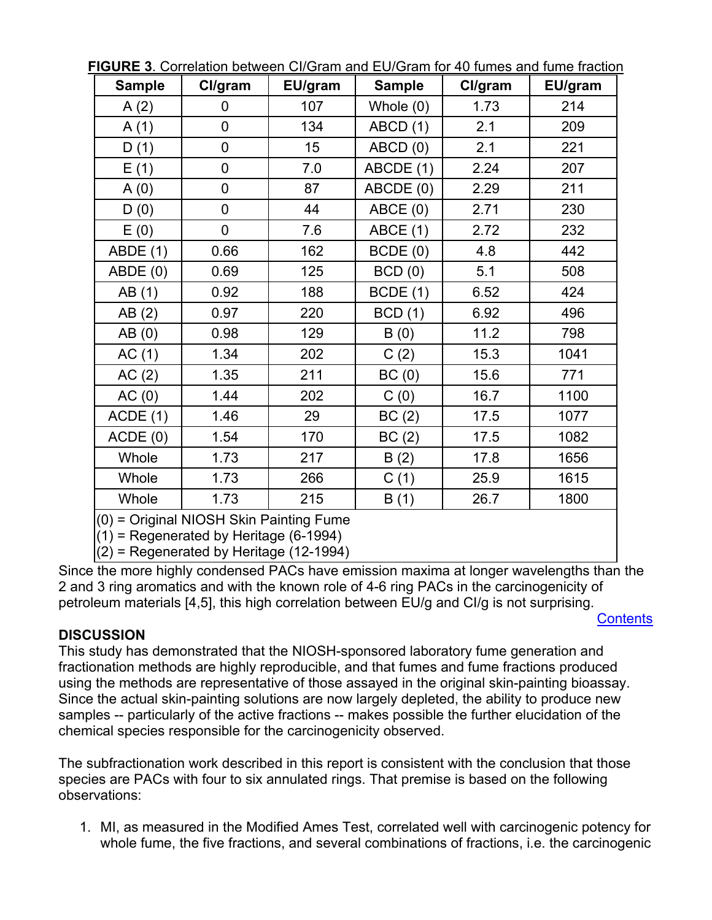**FIGURE 3**. Correlation between CI/Gram and EU/Gram for 40 fumes and fume fraction

| Sample | CI/gram | EU/gram | Sample | CI/gram | EU/gram |
|---|---|---|---|---|---|
| A (2) | 0 | 107 | Whole (0) | 1.73 | 214 |
| A (1) | 0 | 134 | ABCD (1) | 2.1 | 209 |
| D (1) | 0 | 15 | ABCD (0) | 2.1 | 221 |
| E (1) | 0 | 7.0 | ABCDE (1) | 2.24 | 207 |
| A (0) | 0 | 87 | ABCDE (0) | 2.29 | 211 |
| D (0) | 0 | 44 | ABCE (0) | 2.71 | 230 |
| E (0) | 0 | 7.6 | ABCE (1) | 2.72 | 232 |
| ABDE (1) | 0.66 | 162 | BCDE (0) | 4.8 | 442 |
| ABDE (0) | 0.69 | 125 | BCD (0) | 5.1 | 508 |
| AB (1) | 0.92 | 188 | BCDE (1) | 6.52 | 424 |
| AB (2) | 0.97 | 220 | BCD (1) | 6.92 | 496 |
| AB (0) | 0.98 | 129 | B (0) | 11.2 | 798 |
| AC (1) | 1.34 | 202 | C (2) | 15.3 | 1041 |
| AC (2) | 1.35 | 211 | BC (0) | 15.6 | 771 |
| AC (0) | 1.44 | 202 | C (0) | 16.7 | 1100 |
| ACDE (1) | 1.46 | 29 | BC (2) | 17.5 | 1077 |
| ACDE (0) | 1.54 | 170 | BC (2) | 17.5 | 1082 |
| Whole | 1.73 | 217 | B (2) | 17.8 | 1656 |
| Whole | 1.73 | 266 | C (1) | 25.9 | 1615 |
| Whole | 1.73 | 215 | B (1) | 26.7 | 1800 |

(0) = Original NIOSH Skin Painting Fume
(1) = Regenerated by Heritage (6-1994)
(2) = Regenerated by Heritage (12-1994)

Since the more highly condensed PACs have emission maxima at longer wavelengths than the 2 and 3 ring aromatics and with the known role of 4-6 ring PACs in the carcinogenicity of petroleum materials [4,5], this high correlation between EU/g and CI/g is not surprising.

Contents

**DISCUSSION**

This study has demonstrated that the NIOSH-sponsored laboratory fume generation and fractionation methods are highly reproducible, and that fumes and fume fractions produced using the methods are representative of those assayed in the original skin-painting bioassay. Since the actual skin-painting solutions are now largely depleted, the ability to produce new samples -- particularly of the active fractions -- makes possible the further elucidation of the chemical species responsible for the carcinogenicity observed.

The subfractionation work described in this report is consistent with the conclusion that those species are PACs with four to six annulated rings. That premise is based on the following observations:

1. MI, as measured in the Modified Ames Test, correlated well with carcinogenic potency for whole fume, the five fractions, and several combinations of fractions, i.e. the carcinogenic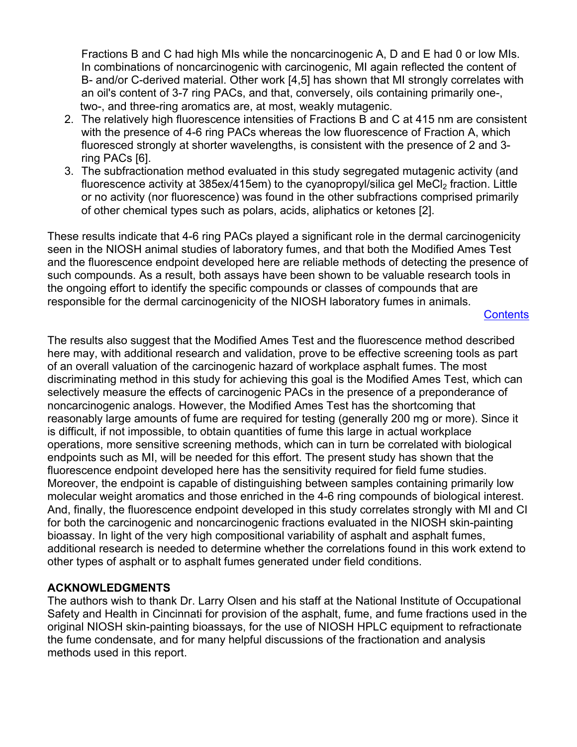Fractions B and C had high MIs while the noncarcinogenic A, D and E had 0 or low MIs. In combinations of noncarcinogenic with carcinogenic, MI again reflected the content of B- and/or C-derived material. Other work [4,5] has shown that MI strongly correlates with an oil's content of 3-7 ring PACs, and that, conversely, oils containing primarily one-, two-, and three-ring aromatics are, at most, weakly mutagenic.

2. The relatively high fluorescence intensities of Fractions B and C at 415 nm are consistent with the presence of 4-6 ring PACs whereas the low fluorescence of Fraction A, which fluoresced strongly at shorter wavelengths, is consistent with the presence of 2 and 3-ring PACs [6].
3. The subfractionation method evaluated in this study segregated mutagenic activity (and fluorescence activity at 385ex/415em) to the cyanopropyl/silica gel $MeCl_2$ fraction. Little or no activity (nor fluorescence) was found in the other subfractions comprised primarily of other chemical types such as polars, acids, aliphatics or ketones [2].

These results indicate that 4-6 ring PACs played a significant role in the dermal carcinogenicity seen in the NIOSH animal studies of laboratory fumes, and that both the Modified Ames Test and the fluorescence endpoint developed here are reliable methods of detecting the presence of such compounds. As a result, both assays have been shown to be valuable research tools in the ongoing effort to identify the specific compounds or classes of compounds that are responsible for the dermal carcinogenicity of the NIOSH laboratory fumes in animals.

Contents

The results also suggest that the Modified Ames Test and the fluorescence method described here may, with additional research and validation, prove to be effective screening tools as part of an overall valuation of the carcinogenic hazard of workplace asphalt fumes. The most discriminating method in this study for achieving this goal is the Modified Ames Test, which can selectively measure the effects of carcinogenic PACs in the presence of a preponderance of noncarcinogenic analogs. However, the Modified Ames Test has the shortcoming that reasonably large amounts of fume are required for testing (generally 200 mg or more). Since it is difficult, if not impossible, to obtain quantities of fume this large in actual workplace operations, more sensitive screening methods, which can in turn be correlated with biological endpoints such as MI, will be needed for this effort. The present study has shown that the fluorescence endpoint developed here has the sensitivity required for field fume studies. Moreover, the endpoint is capable of distinguishing between samples containing primarily low molecular weight aromatics and those enriched in the 4-6 ring compounds of biological interest. And, finally, the fluorescence endpoint developed in this study correlates strongly with MI and CI for both the carcinogenic and noncarcinogenic fractions evaluated in the NIOSH skin-painting bioassay. In light of the very high compositional variability of asphalt and asphalt fumes, additional research is needed to determine whether the correlations found in this work extend to other types of asphalt or to asphalt fumes generated under field conditions.

## ACKNOWLEDGMENTS

The authors wish to thank Dr. Larry Olsen and his staff at the National Institute of Occupational Safety and Health in Cincinnati for provision of the asphalt, fume, and fume fractions used in the original NIOSH skin-painting bioassays, for the use of NIOSH HPLC equipment to refractionate the fume condensate, and for many helpful discussions of the fractionation and analysis methods used in this report.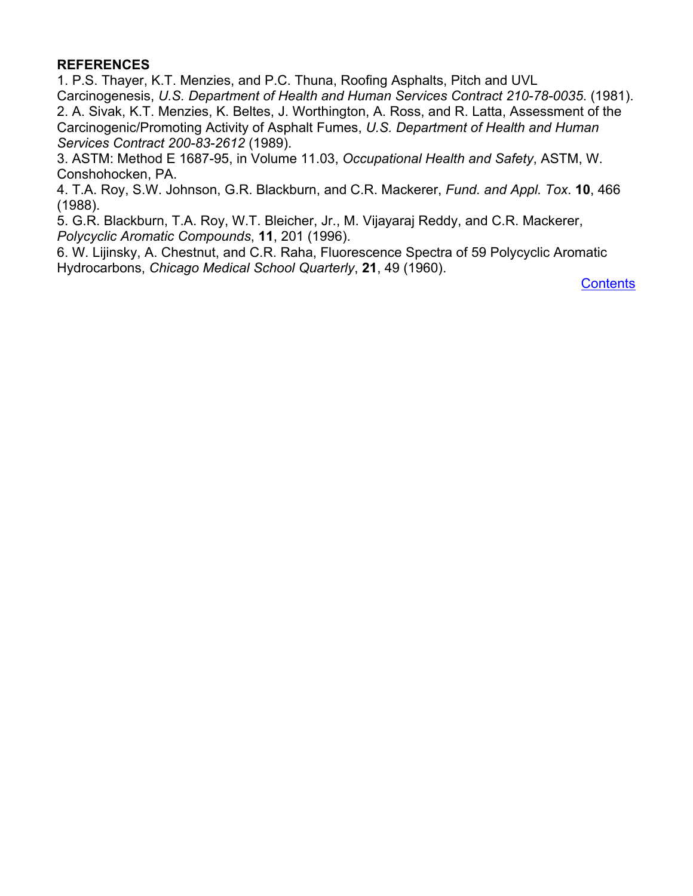## REFERENCES

1. P.S. Thayer, K.T. Menzies, and P.C. Thuna, Roofing Asphalts, Pitch and UVL Carcinogenesis, *U.S. Department of Health and Human Services Contract 210-78-0035*. (1981).
2. A. Sivak, K.T. Menzies, K. Beltes, J. Worthington, A. Ross, and R. Latta, Assessment of the Carcinogenic/Promoting Activity of Asphalt Fumes, *U.S. Department of Health and Human Services Contract 200-83-2612* (1989).
3. ASTM: Method E 1687-95, in Volume 11.03, *Occupational Health and Safety*, ASTM, W. Conshohocken, PA.
4. T.A. Roy, S.W. Johnson, G.R. Blackburn, and C.R. Mackerer, *Fund. and Appl. Tox*. **10**, 466 (1988).
5. G.R. Blackburn, T.A. Roy, W.T. Bleicher, Jr., M. Vijayaraj Reddy, and C.R. Mackerer, *Polycyclic Aromatic Compounds*, **11**, 201 (1996).
6. W. Lijinsky, A. Chestnut, and C.R. Raha, Fluorescence Spectra of 59 Polycyclic Aromatic Hydrocarbons, *Chicago Medical School Quarterly*, **21**, 49 (1960).

Contents